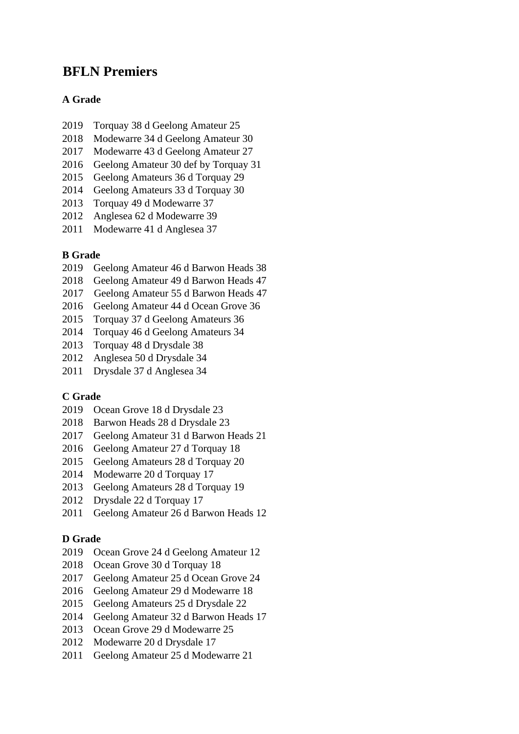# BFLN Premiers

### A Grade

2019 Torquay 38 d Geelong Amateur 25
2018 Modewarre 34 d Geelong Amateur 30
2017 Modewarre 43 d Geelong Amateur 27
2016 Geelong Amateur 30 def by Torquay 31
2015 Geelong Amateurs 36 d Torquay 29
2014 Geelong Amateurs 33 d Torquay 30
2013 Torquay 49 d Modewarre 37
2012 Anglesea 62 d Modewarre 39
2011 Modewarre 41 d Anglesea 37

### B Grade

2019 Geelong Amateur 46 d Barwon Heads 38
2018 Geelong Amateur 49 d Barwon Heads 47
2017 Geelong Amateur 55 d Barwon Heads 47
2016 Geelong Amateur 44 d Ocean Grove 36
2015 Torquay 37 d Geelong Amateurs 36
2014 Torquay 46 d Geelong Amateurs 34
2013 Torquay 48 d Drysdale 38
2012 Anglesea 50 d Drysdale 34
2011 Drysdale 37 d Anglesea 34

### C Grade

2019 Ocean Grove 18 d Drysdale 23
2018 Barwon Heads 28 d Drysdale 23
2017 Geelong Amateur 31 d Barwon Heads 21
2016 Geelong Amateur 27 d Torquay 18
2015 Geelong Amateurs 28 d Torquay 20
2014 Modewarre 20 d Torquay 17
2013 Geelong Amateurs 28 d Torquay 19
2012 Drysdale 22 d Torquay 17
2011 Geelong Amateur 26 d Barwon Heads 12

### D Grade

2019 Ocean Grove 24 d Geelong Amateur 12
2018 Ocean Grove 30 d Torquay 18
2017 Geelong Amateur 25 d Ocean Grove 24
2016 Geelong Amateur 29 d Modewarre 18
2015 Geelong Amateurs 25 d Drysdale 22
2014 Geelong Amateur 32 d Barwon Heads 17
2013 Ocean Grove 29 d Modewarre 25
2012 Modewarre 20 d Drysdale 17
2011 Geelong Amateur 25 d Modewarre 21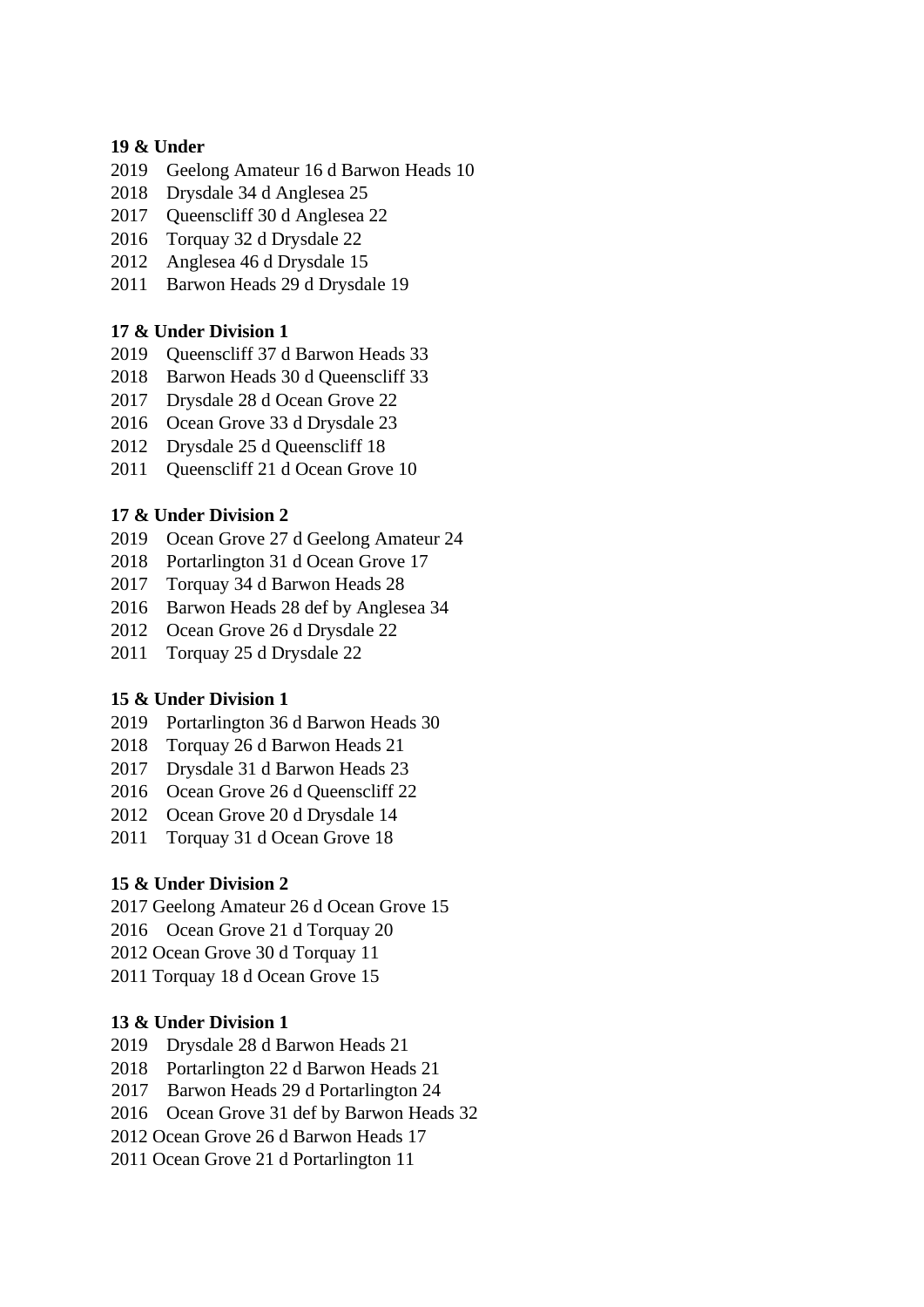**19 & Under**

2019 Geelong Amateur 16 d Barwon Heads 10
2018 Drysdale 34 d Anglesea 25
2017 Queenscliff 30 d Anglesea 22
2016 Torquay 32 d Drysdale 22
2012 Anglesea 46 d Drysdale 15
2011 Barwon Heads 29 d Drysdale 19

**17 & Under Division 1**

2019 Queenscliff 37 d Barwon Heads 33
2018 Barwon Heads 30 d Queenscliff 33
2017 Drysdale 28 d Ocean Grove 22
2016 Ocean Grove 33 d Drysdale 23
2012 Drysdale 25 d Queenscliff 18
2011 Queenscliff 21 d Ocean Grove 10

**17 & Under Division 2**

2019 Ocean Grove 27 d Geelong Amateur 24
2018 Portarlington 31 d Ocean Grove 17
2017 Torquay 34 d Barwon Heads 28
2016 Barwon Heads 28 def by Anglesea 34
2012 Ocean Grove 26 d Drysdale 22
2011 Torquay 25 d Drysdale 22

**15 & Under Division 1**

2019 Portarlington 36 d Barwon Heads 30
2018 Torquay 26 d Barwon Heads 21
2017 Drysdale 31 d Barwon Heads 23
2016 Ocean Grove 26 d Queenscliff 22
2012 Ocean Grove 20 d Drysdale 14
2011 Torquay 31 d Ocean Grove 18

**15 & Under Division 2**

2017 Geelong Amateur 26 d Ocean Grove 15
2016 Ocean Grove 21 d Torquay 20
2012 Ocean Grove 30 d Torquay 11
2011 Torquay 18 d Ocean Grove 15

**13 & Under Division 1**

2019 Drysdale 28 d Barwon Heads 21
2018 Portarlington 22 d Barwon Heads 21
2017 Barwon Heads 29 d Portarlington 24
2016 Ocean Grove 31 def by Barwon Heads 32
2012 Ocean Grove 26 d Barwon Heads 17
2011 Ocean Grove 21 d Portarlington 11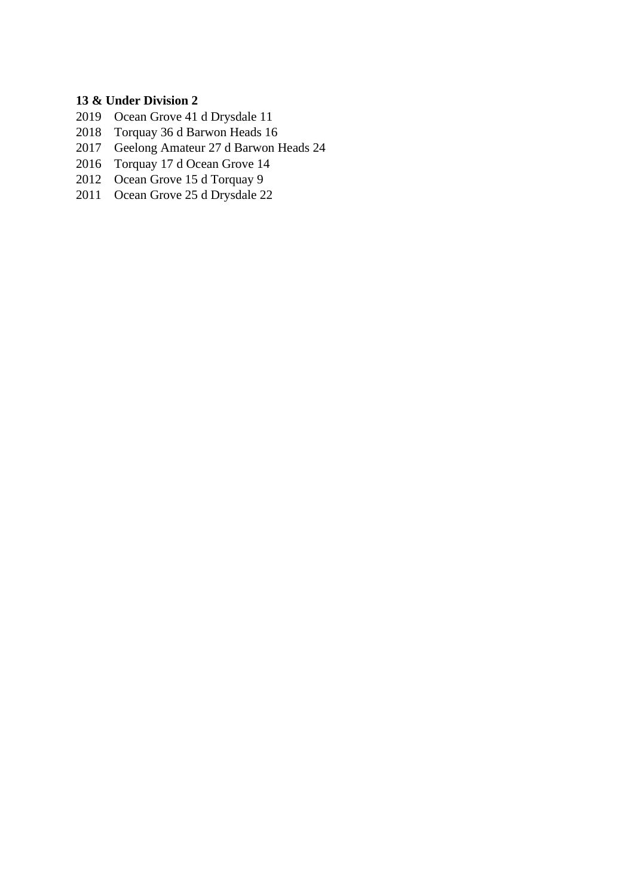**13 & Under Division 2**

2019 Ocean Grove 41 d Drysdale 11
2018 Torquay 36 d Barwon Heads 16
2017 Geelong Amateur 27 d Barwon Heads 24
2016 Torquay 17 d Ocean Grove 14
2012 Ocean Grove 15 d Torquay 9
2011 Ocean Grove 25 d Drysdale 22